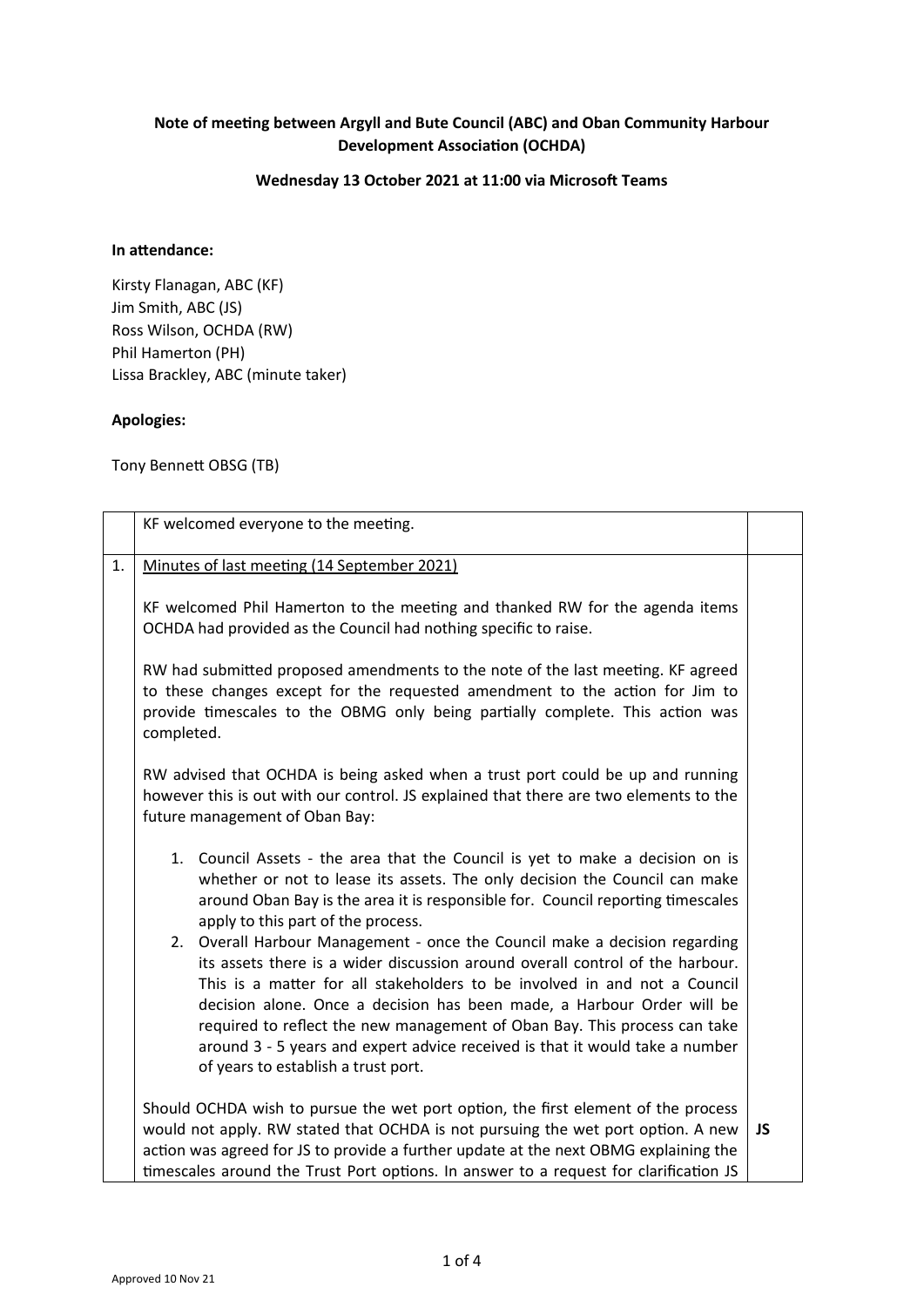**Note of meeting between Argyll and Bute Council (ABC) and Oban Community Harbour Development Association (OCHDA)**

**Wednesday 13 October 2021 at 11:00 via Microsoft Teams**

**In attendance:**

Kirsty Flanagan, ABC (KF)
Jim Smith, ABC (JS)
Ross Wilson, OCHDA (RW)
Phil Hamerton (PH)
Lissa Brackley, ABC (minute taker)

**Apologies:**

Tony Bennett OBSG (TB)

| | | |
|---|---|---|
| | KF welcomed everyone to the meeting. | |
| 1. | Minutes of last meeting (14 September 2021)<br><br>KF welcomed Phil Hamerton to the meeting and thanked RW for the agenda items OCHDA had provided as the Council had nothing specific to raise.<br><br>RW had submitted proposed amendments to the note of the last meeting. KF agreed to these changes except for the requested amendment to the action for Jim to provide timescales to the OBMG only being partially complete. This action was completed.<br><br>RW advised that OCHDA is being asked when a trust port could be up and running however this is out with our control. JS explained that there are two elements to the future management of Oban Bay:<br><br>1. Council Assets - the area that the Council is yet to make a decision on is whether or not to lease its assets. The only decision the Council can make around Oban Bay is the area it is responsible for. Council reporting timescales apply to this part of the process.<br>2. Overall Harbour Management - once the Council make a decision regarding its assets there is a wider discussion around overall control of the harbour. This is a matter for all stakeholders to be involved in and not a Council decision alone. Once a decision has been made, a Harbour Order will be required to reflect the new management of Oban Bay. This process can take around 3 - 5 years and expert advice received is that it would take a number of years to establish a trust port.<br><br>Should OCHDA wish to pursue the wet port option, the first element of the process would not apply. RW stated that OCHDA is not pursuing the wet port option. A new action was agreed for JS to provide a further update at the next OBMG explaining the timescales around the Trust Port options. In answer to a request for clarification JS | **JS** |

Approved 10 Nov 21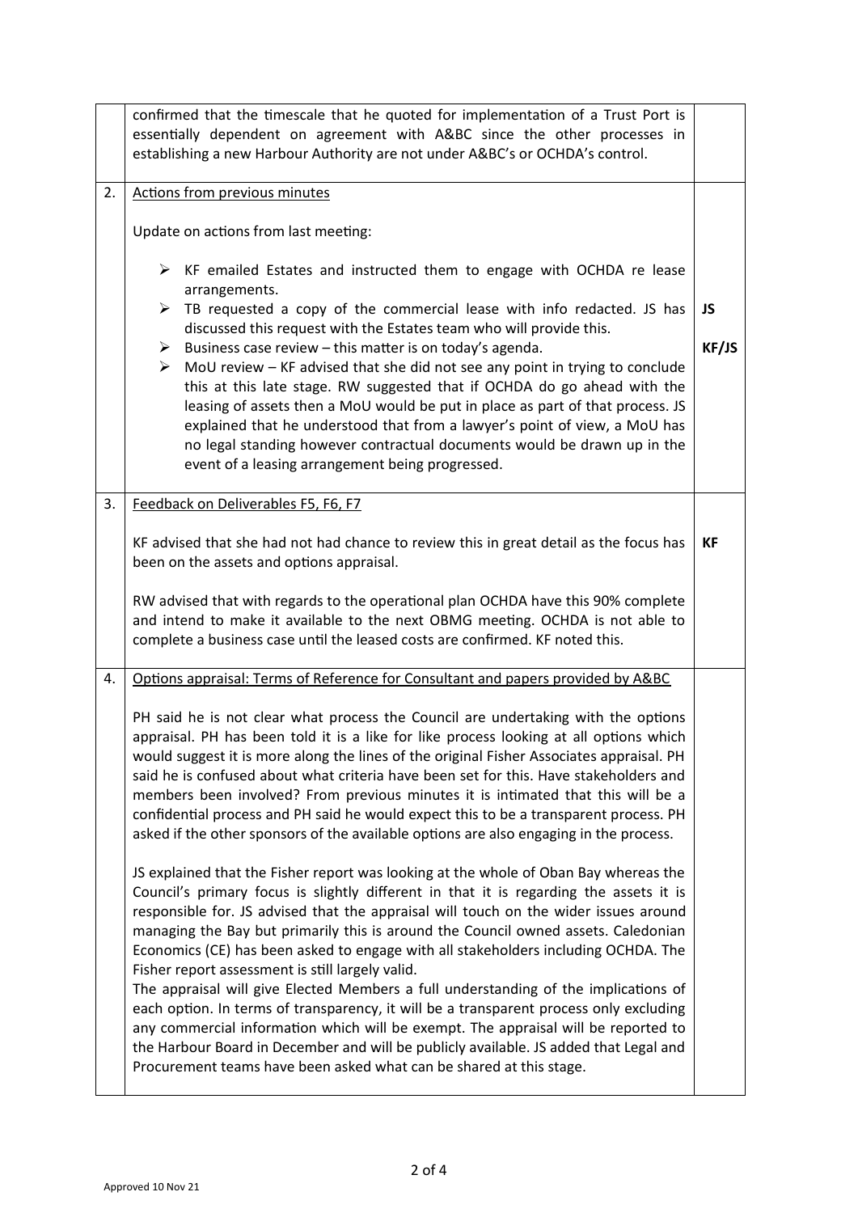| | | |
|---|---|---|
| | confirmed that the timescale that he quoted for implementation of a Trust Port is essentially dependent on agreement with A&BC since the other processes in establishing a new Harbour Authority are not under A&BC's or OCHDA's control. | |
| 2. | Actions from previous minutes<br><br>Update on actions from last meeting:<br><br>➢ KF emailed Estates and instructed them to engage with OCHDA re lease arrangements.<br>➢ TB requested a copy of the commercial lease with info redacted. JS has discussed this request with the Estates team who will provide this.<br>➢ Business case review – this matter is on today's agenda.<br>➢ MoU review – KF advised that she did not see any point in trying to conclude this at this late stage. RW suggested that if OCHDA do go ahead with the leasing of assets then a MoU would be put in place as part of that process. JS explained that he understood that from a lawyer's point of view, a MoU has no legal standing however contractual documents would be drawn up in the event of a leasing arrangement being progressed. | **JS**<br><br>**KF/JS** |
| 3. | Feedback on Deliverables F5, F6, F7<br><br>KF advised that she had not had chance to review this in great detail as the focus has been on the assets and options appraisal.<br><br>RW advised that with regards to the operational plan OCHDA have this 90% complete and intend to make it available to the next OBMG meeting. OCHDA is not able to complete a business case until the leased costs are confirmed. KF noted this. | **KF** |
| 4. | Options appraisal: Terms of Reference for Consultant and papers provided by A&BC<br><br>PH said he is not clear what process the Council are undertaking with the options appraisal. PH has been told it is a like for like process looking at all options which would suggest it is more along the lines of the original Fisher Associates appraisal. PH said he is confused about what criteria have been set for this. Have stakeholders and members been involved? From previous minutes it is intimated that this will be a confidential process and PH said he would expect this to be a transparent process. PH asked if the other sponsors of the available options are also engaging in the process.<br><br>JS explained that the Fisher report was looking at the whole of Oban Bay whereas the Council's primary focus is slightly different in that it is regarding the assets it is responsible for. JS advised that the appraisal will touch on the wider issues around managing the Bay but primarily this is around the Council owned assets. Caledonian Economics (CE) has been asked to engage with all stakeholders including OCHDA. The Fisher report assessment is still largely valid.<br>The appraisal will give Elected Members a full understanding of the implications of each option. In terms of transparency, it will be a transparent process only excluding any commercial information which will be exempt. The appraisal will be reported to the Harbour Board in December and will be publicly available. JS added that Legal and Procurement teams have been asked what can be shared at this stage. | |

Approved 10 Nov 21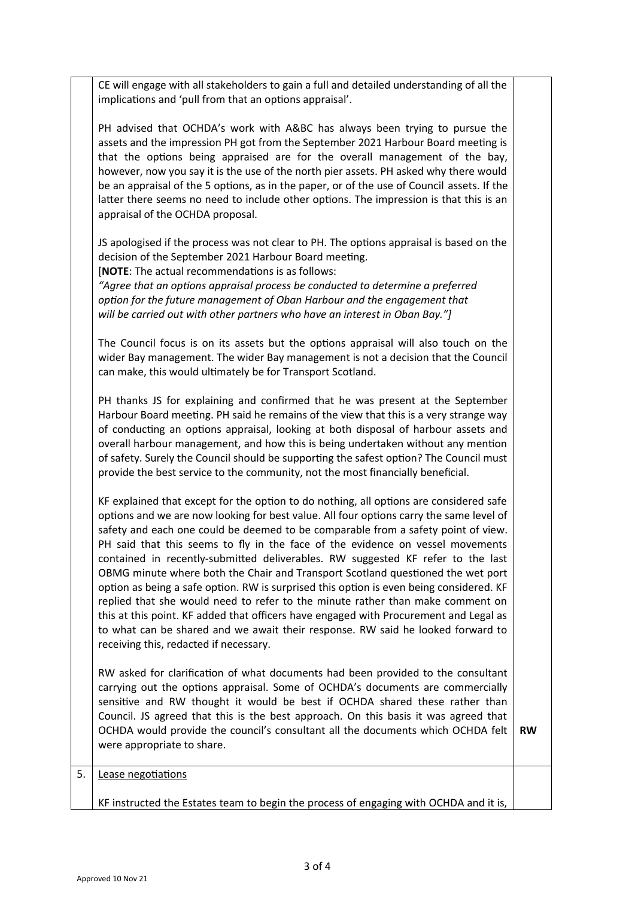| | | |
|---|---|---|
| | CE will engage with all stakeholders to gain a full and detailed understanding of all the implications and 'pull from that an options appraisal'.<br><br>PH advised that OCHDA's work with A&BC has always been trying to pursue the assets and the impression PH got from the September 2021 Harbour Board meeting is that the options being appraised are for the overall management of the bay, however, now you say it is the use of the north pier assets. PH asked why there would be an appraisal of the 5 options, as in the paper, or of the use of Council assets. If the latter there seems no need to include other options. The impression is that this is an appraisal of the OCHDA proposal.<br><br>JS apologised if the process was not clear to PH. The options appraisal is based on the decision of the September 2021 Harbour Board meeting.<br>[**NOTE**: The actual recommendations is as follows:<br>*"Agree that an options appraisal process be conducted to determine a preferred option for the future management of Oban Harbour and the engagement that will be carried out with other partners who have an interest in Oban Bay."]*<br><br>The Council focus is on its assets but the options appraisal will also touch on the wider Bay management. The wider Bay management is not a decision that the Council can make, this would ultimately be for Transport Scotland.<br><br>PH thanks JS for explaining and confirmed that he was present at the September Harbour Board meeting. PH said he remains of the view that this is a very strange way of conducting an options appraisal, looking at both disposal of harbour assets and overall harbour management, and how this is being undertaken without any mention of safety. Surely the Council should be supporting the safest option? The Council must provide the best service to the community, not the most financially beneficial.<br><br>KF explained that except for the option to do nothing, all options are considered safe options and we are now looking for best value. All four options carry the same level of safety and each one could be deemed to be comparable from a safety point of view. PH said that this seems to fly in the face of the evidence on vessel movements contained in recently-submitted deliverables. RW suggested KF refer to the last OBMG minute where both the Chair and Transport Scotland questioned the wet port option as being a safe option. RW is surprised this option is even being considered. KF replied that she would need to refer to the minute rather than make comment on this at this point. KF added that officers have engaged with Procurement and Legal as to what can be shared and we await their response. RW said he looked forward to receiving this, redacted if necessary.<br><br>RW asked for clarification of what documents had been provided to the consultant carrying out the options appraisal. Some of OCHDA's documents are commercially sensitive and RW thought it would be best if OCHDA shared these rather than Council. JS agreed that this is the best approach. On this basis it was agreed that OCHDA would provide the council's consultant all the documents which OCHDA felt were appropriate to share. | **RW** |
| 5. | Lease negotiations<br><br>KF instructed the Estates team to begin the process of engaging with OCHDA and it is, | |

Approved 10 Nov 21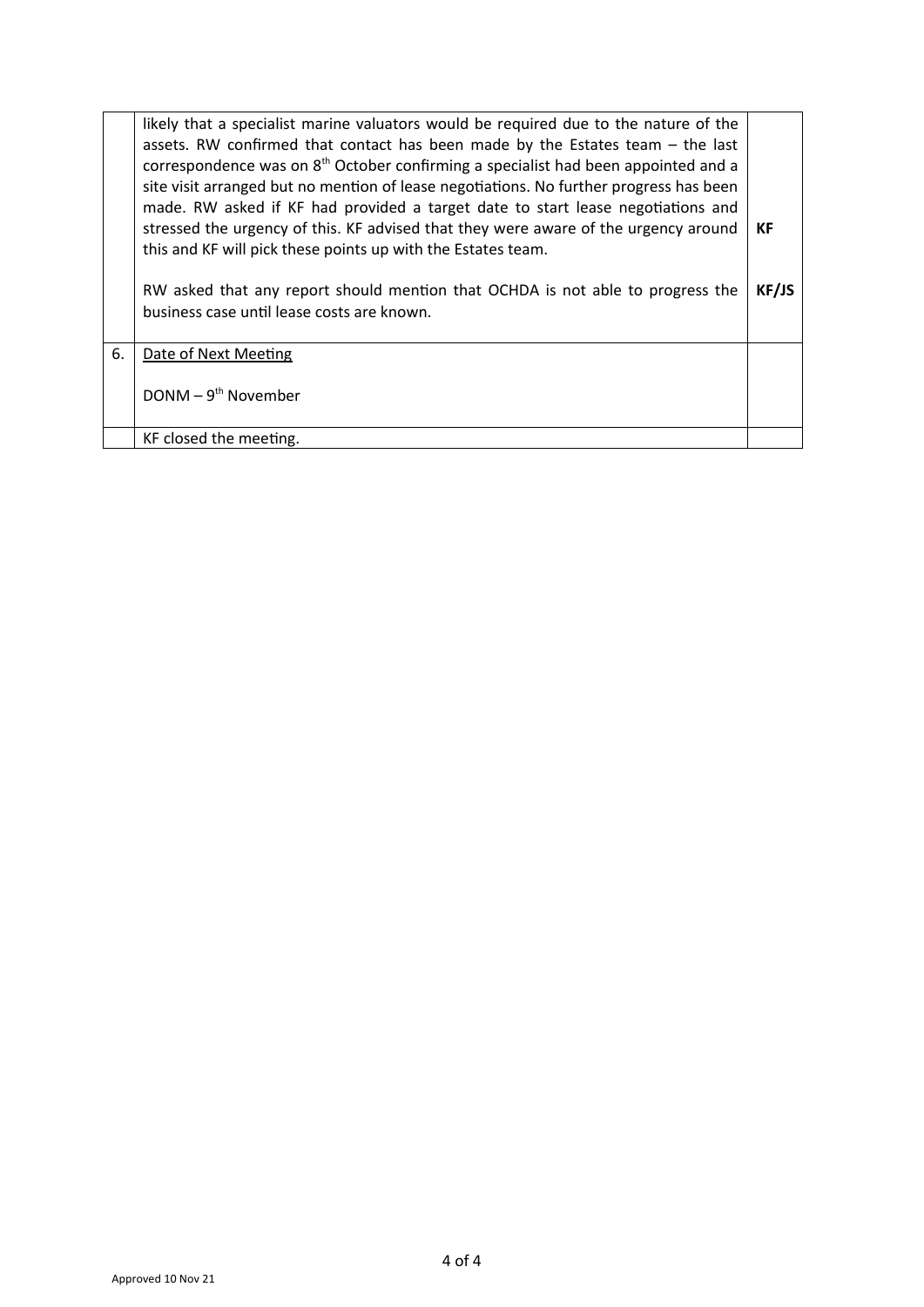| | | |
|---|---|---|
| | likely that a specialist marine valuators would be required due to the nature of the assets. RW confirmed that contact has been made by the Estates team – the last correspondence was on 8th October confirming a specialist had been appointed and a site visit arranged but no mention of lease negotiations. No further progress has been made. RW asked if KF had provided a target date to start lease negotiations and stressed the urgency of this. KF advised that they were aware of the urgency around this and KF will pick these points up with the Estates team.<br><br>RW asked that any report should mention that OCHDA is not able to progress the business case until lease costs are known. | **KF**<br><br>**KF/JS** |
| 6. | Date of Next Meeting<br><br>DONM – 9th November | |
| | KF closed the meeting. | |

Approved 10 Nov 21